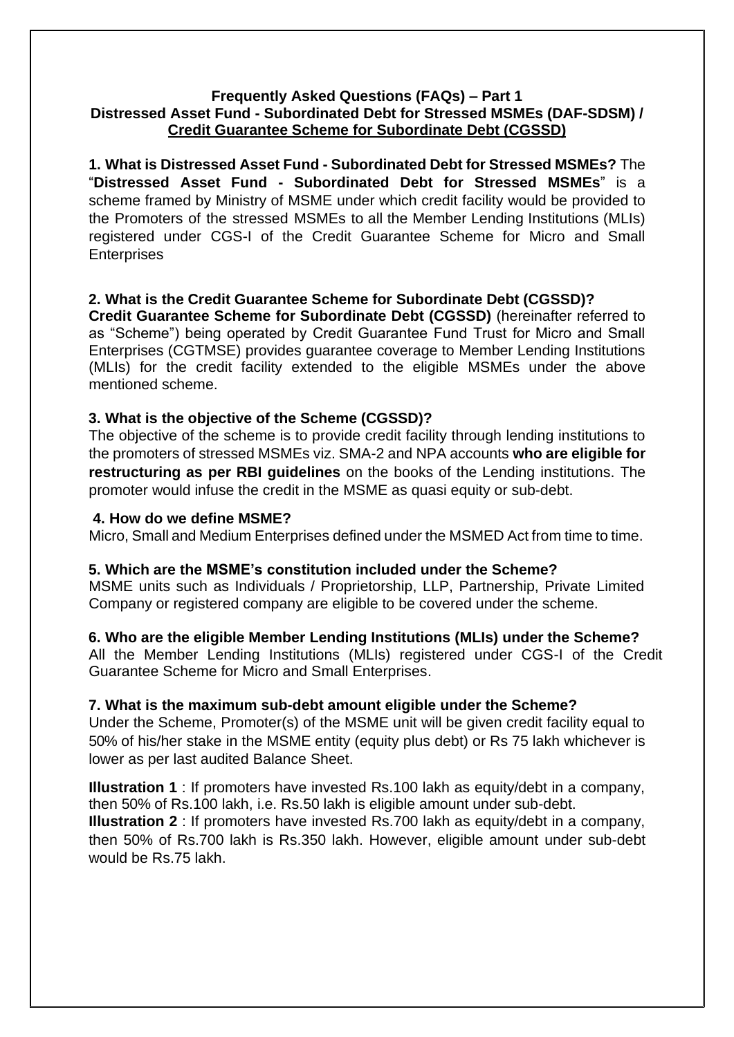# Frequently Asked Questions (FAQs) – Part 1
## Distressed Asset Fund - Subordinated Debt for Stressed MSMEs (DAF-SDSM) / Credit Guarantee Scheme for Subordinate Debt (CGSSD)

**1. What is Distressed Asset Fund - Subordinated Debt for Stressed MSMEs?** The "**Distressed Asset Fund - Subordinated Debt for Stressed MSMEs**" is a scheme framed by Ministry of MSME under which credit facility would be provided to the Promoters of the stressed MSMEs to all the Member Lending Institutions (MLIs) registered under CGS-I of the Credit Guarantee Scheme for Micro and Small Enterprises

**2. What is the Credit Guarantee Scheme for Subordinate Debt (CGSSD)?**
**Credit Guarantee Scheme for Subordinate Debt (CGSSD)** (hereinafter referred to as "Scheme") being operated by Credit Guarantee Fund Trust for Micro and Small Enterprises (CGTMSE) provides guarantee coverage to Member Lending Institutions (MLIs) for the credit facility extended to the eligible MSMEs under the above mentioned scheme.

**3. What is the objective of the Scheme (CGSSD)?**
The objective of the scheme is to provide credit facility through lending institutions to the promoters of stressed MSMEs viz. SMA-2 and NPA accounts **who are eligible for restructuring as per RBI guidelines** on the books of the Lending institutions. The promoter would infuse the credit in the MSME as quasi equity or sub-debt.

**4. How do we define MSME?**
Micro, Small and Medium Enterprises defined under the MSMED Act from time to time.

**5. Which are the MSME's constitution included under the Scheme?**
MSME units such as Individuals / Proprietorship, LLP, Partnership, Private Limited Company or registered company are eligible to be covered under the scheme.

**6. Who are the eligible Member Lending Institutions (MLIs) under the Scheme?**
All the Member Lending Institutions (MLIs) registered under CGS-I of the Credit Guarantee Scheme for Micro and Small Enterprises.

**7. What is the maximum sub-debt amount eligible under the Scheme?**
Under the Scheme, Promoter(s) of the MSME unit will be given credit facility equal to 50% of his/her stake in the MSME entity (equity plus debt) or Rs 75 lakh whichever is lower as per last audited Balance Sheet.

**Illustration 1** : If promoters have invested Rs.100 lakh as equity/debt in a company, then 50% of Rs.100 lakh, i.e. Rs.50 lakh is eligible amount under sub-debt.
**Illustration 2** : If promoters have invested Rs.700 lakh as equity/debt in a company, then 50% of Rs.700 lakh is Rs.350 lakh. However, eligible amount under sub-debt would be Rs.75 lakh.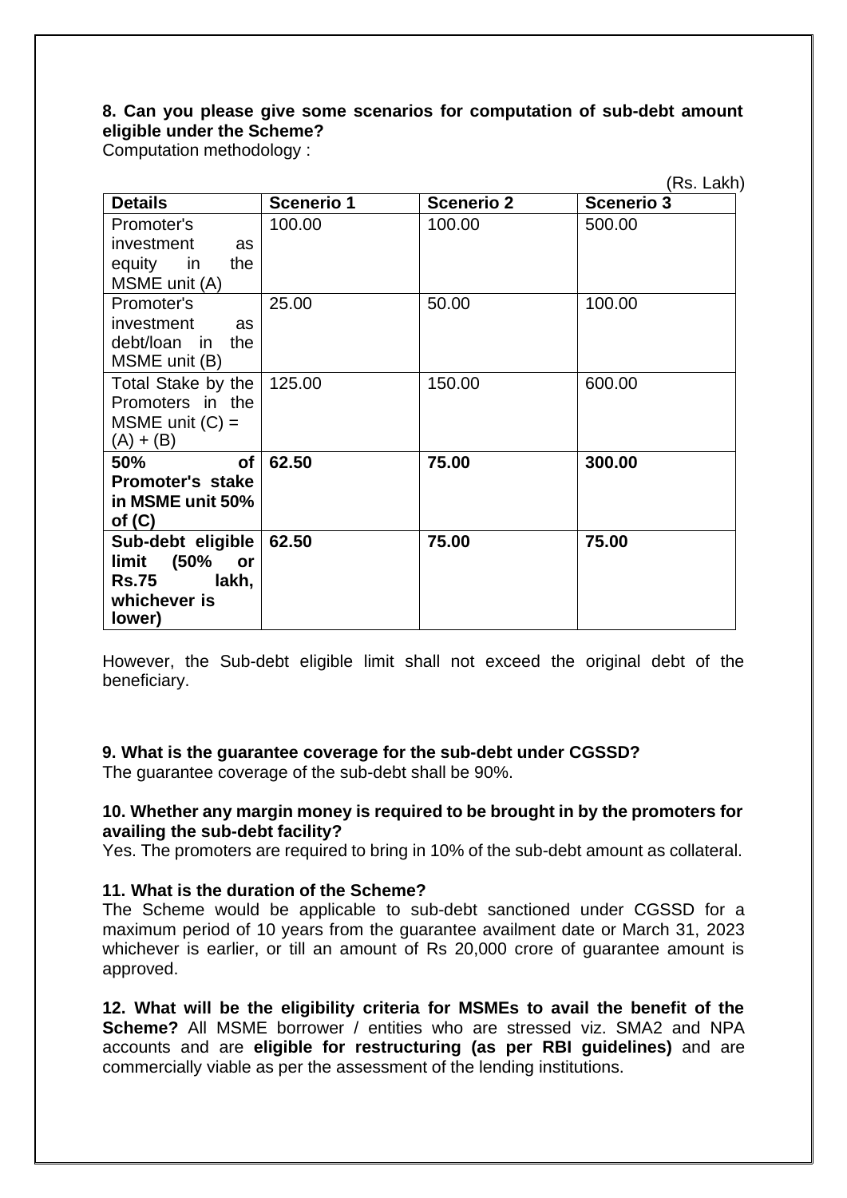**8. Can you please give some scenarios for computation of sub-debt amount eligible under the Scheme?**
Computation methodology :

(Rs. Lakh)

| Details | Scenerio 1 | Scenerio 2 | Scenerio 3 |
|---|---|---|---|
| Promoter's investment as equity in the MSME unit (A) | 100.00 | 100.00 | 500.00 |
| Promoter's investment as debt/loan in the MSME unit (B) | 25.00 | 50.00 | 100.00 |
| Total Stake by the Promoters in the MSME unit (C) = (A) + (B) | 125.00 | 150.00 | 600.00 |
| **50% of Promoter's stake in MSME unit 50% of (C)** | **62.50** | **75.00** | **300.00** |
| **Sub-debt eligible limit (50% or Rs.75 lakh, whichever is lower)** | **62.50** | **75.00** | **75.00** |

However, the Sub-debt eligible limit shall not exceed the original debt of the beneficiary.

**9. What is the guarantee coverage for the sub-debt under CGSSD?**
The guarantee coverage of the sub-debt shall be 90%.

**10. Whether any margin money is required to be brought in by the promoters for availing the sub-debt facility?**
Yes. The promoters are required to bring in 10% of the sub-debt amount as collateral.

**11. What is the duration of the Scheme?**
The Scheme would be applicable to sub-debt sanctioned under CGSSD for a maximum period of 10 years from the guarantee availment date or March 31, 2023 whichever is earlier, or till an amount of Rs 20,000 crore of guarantee amount is approved.

**12. What will be the eligibility criteria for MSMEs to avail the benefit of the Scheme?** All MSME borrower / entities who are stressed viz. SMA2 and NPA accounts and are **eligible for restructuring (as per RBI guidelines)** and are commercially viable as per the assessment of the lending institutions.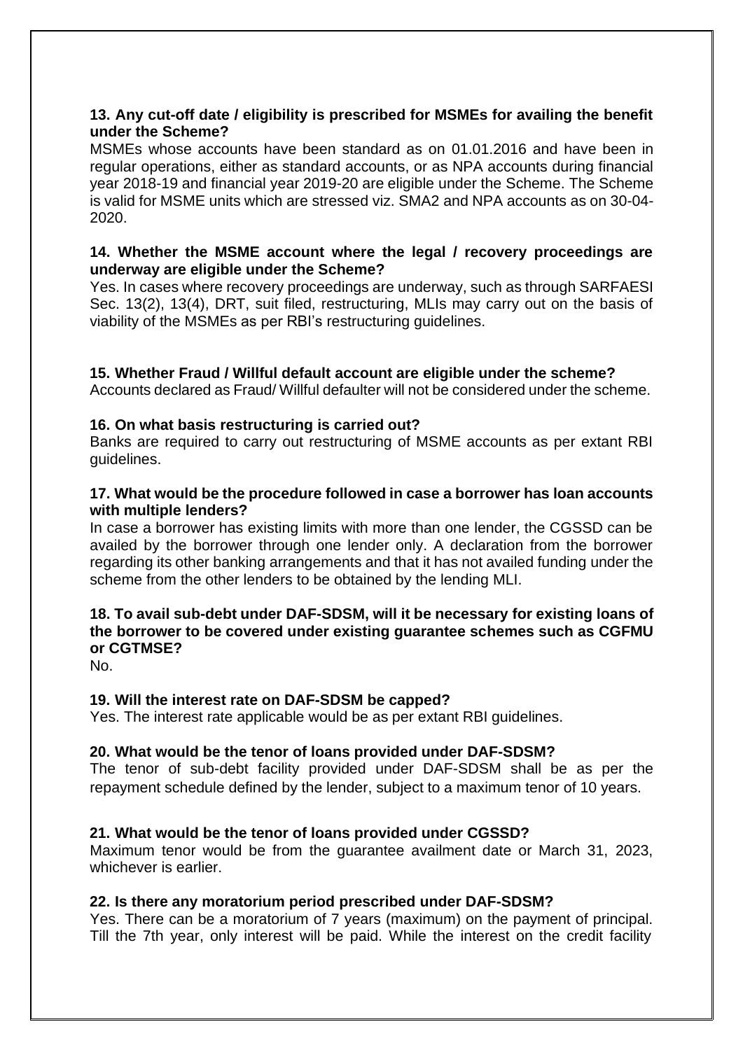**13. Any cut-off date / eligibility is prescribed for MSMEs for availing the benefit under the Scheme?**

MSMEs whose accounts have been standard as on 01.01.2016 and have been in regular operations, either as standard accounts, or as NPA accounts during financial year 2018-19 and financial year 2019-20 are eligible under the Scheme. The Scheme is valid for MSME units which are stressed viz. SMA2 and NPA accounts as on 30-04-2020.

**14. Whether the MSME account where the legal / recovery proceedings are underway are eligible under the Scheme?**

Yes. In cases where recovery proceedings are underway, such as through SARFAESI Sec. 13(2), 13(4), DRT, suit filed, restructuring, MLIs may carry out on the basis of viability of the MSMEs as per RBI's restructuring guidelines.

**15. Whether Fraud / Willful default account are eligible under the scheme?**

Accounts declared as Fraud/ Willful defaulter will not be considered under the scheme.

**16. On what basis restructuring is carried out?**

Banks are required to carry out restructuring of MSME accounts as per extant RBI guidelines.

**17. What would be the procedure followed in case a borrower has loan accounts with multiple lenders?**

In case a borrower has existing limits with more than one lender, the CGSSD can be availed by the borrower through one lender only. A declaration from the borrower regarding its other banking arrangements and that it has not availed funding under the scheme from the other lenders to be obtained by the lending MLI.

**18. To avail sub-debt under DAF-SDSM, will it be necessary for existing loans of the borrower to be covered under existing guarantee schemes such as CGFMU or CGTMSE?**

No.

**19. Will the interest rate on DAF-SDSM be capped?**

Yes. The interest rate applicable would be as per extant RBI guidelines.

**20. What would be the tenor of loans provided under DAF-SDSM?**

The tenor of sub-debt facility provided under DAF-SDSM shall be as per the repayment schedule defined by the lender, subject to a maximum tenor of 10 years.

**21. What would be the tenor of loans provided under CGSSD?**

Maximum tenor would be from the guarantee availment date or March 31, 2023, whichever is earlier.

**22. Is there any moratorium period prescribed under DAF-SDSM?**

Yes. There can be a moratorium of 7 years (maximum) on the payment of principal. Till the 7th year, only interest will be paid. While the interest on the credit facility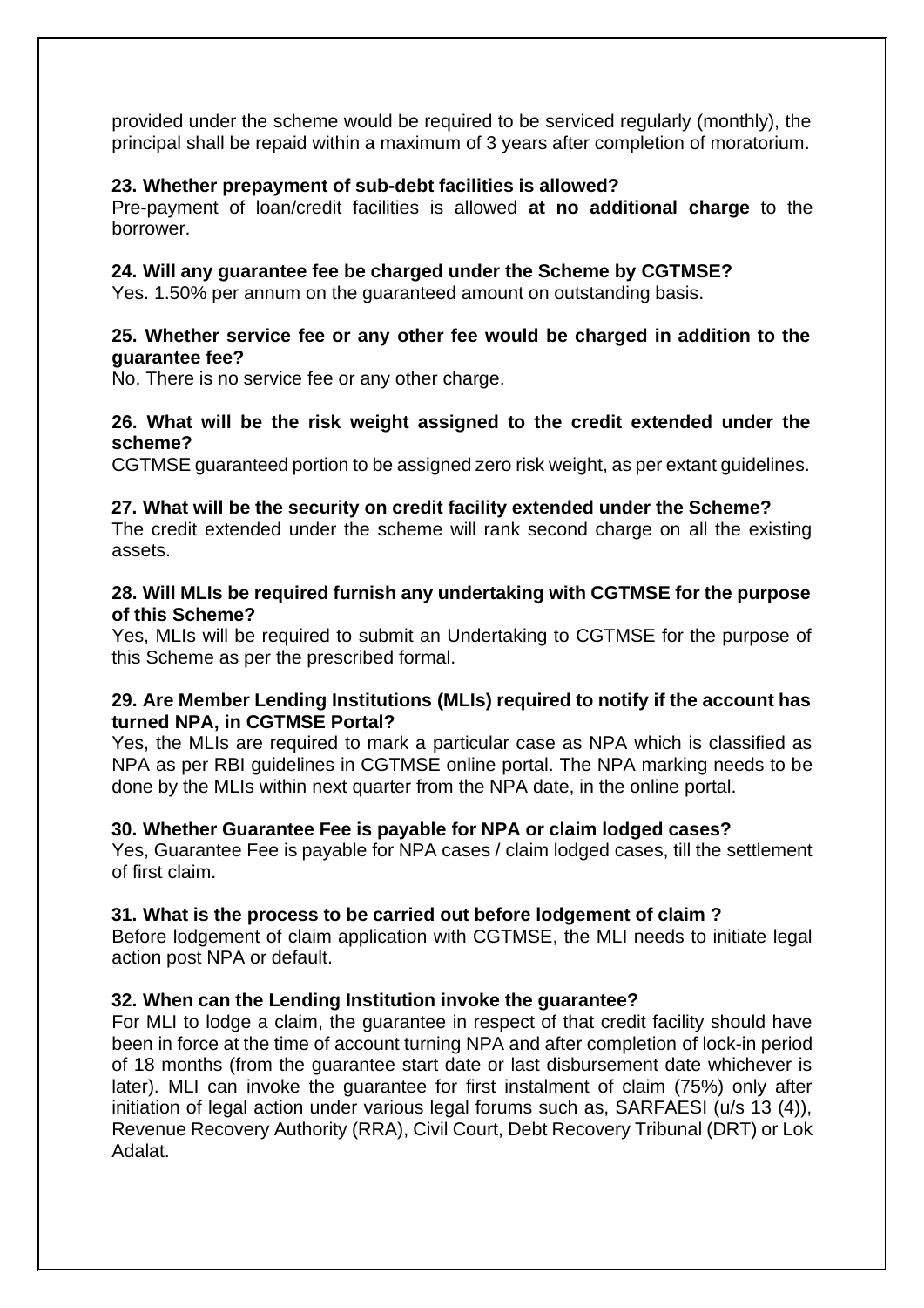provided under the scheme would be required to be serviced regularly (monthly), the principal shall be repaid within a maximum of 3 years after completion of moratorium.

**23. Whether prepayment of sub-debt facilities is allowed?**

Pre-payment of loan/credit facilities is allowed **at no additional charge** to the borrower.

**24. Will any guarantee fee be charged under the Scheme by CGTMSE?**

Yes. 1.50% per annum on the guaranteed amount on outstanding basis.

**25. Whether service fee or any other fee would be charged in addition to the guarantee fee?**

No. There is no service fee or any other charge.

**26. What will be the risk weight assigned to the credit extended under the scheme?**

CGTMSE guaranteed portion to be assigned zero risk weight, as per extant guidelines.

**27. What will be the security on credit facility extended under the Scheme?**

The credit extended under the scheme will rank second charge on all the existing assets.

**28. Will MLIs be required furnish any undertaking with CGTMSE for the purpose of this Scheme?**

Yes, MLIs will be required to submit an Undertaking to CGTMSE for the purpose of this Scheme as per the prescribed formal.

**29. Are Member Lending Institutions (MLIs) required to notify if the account has turned NPA, in CGTMSE Portal?**

Yes, the MLIs are required to mark a particular case as NPA which is classified as NPA as per RBI guidelines in CGTMSE online portal. The NPA marking needs to be done by the MLIs within next quarter from the NPA date, in the online portal.

**30. Whether Guarantee Fee is payable for NPA or claim lodged cases?**

Yes, Guarantee Fee is payable for NPA cases / claim lodged cases, till the settlement of first claim.

**31. What is the process to be carried out before lodgement of claim ?**

Before lodgement of claim application with CGTMSE, the MLI needs to initiate legal action post NPA or default.

**32. When can the Lending Institution invoke the guarantee?**

For MLI to lodge a claim, the guarantee in respect of that credit facility should have been in force at the time of account turning NPA and after completion of lock-in period of 18 months (from the guarantee start date or last disbursement date whichever is later). MLI can invoke the guarantee for first instalment of claim (75%) only after initiation of legal action under various legal forums such as, SARFAESI (u/s 13 (4)), Revenue Recovery Authority (RRA), Civil Court, Debt Recovery Tribunal (DRT) or Lok Adalat.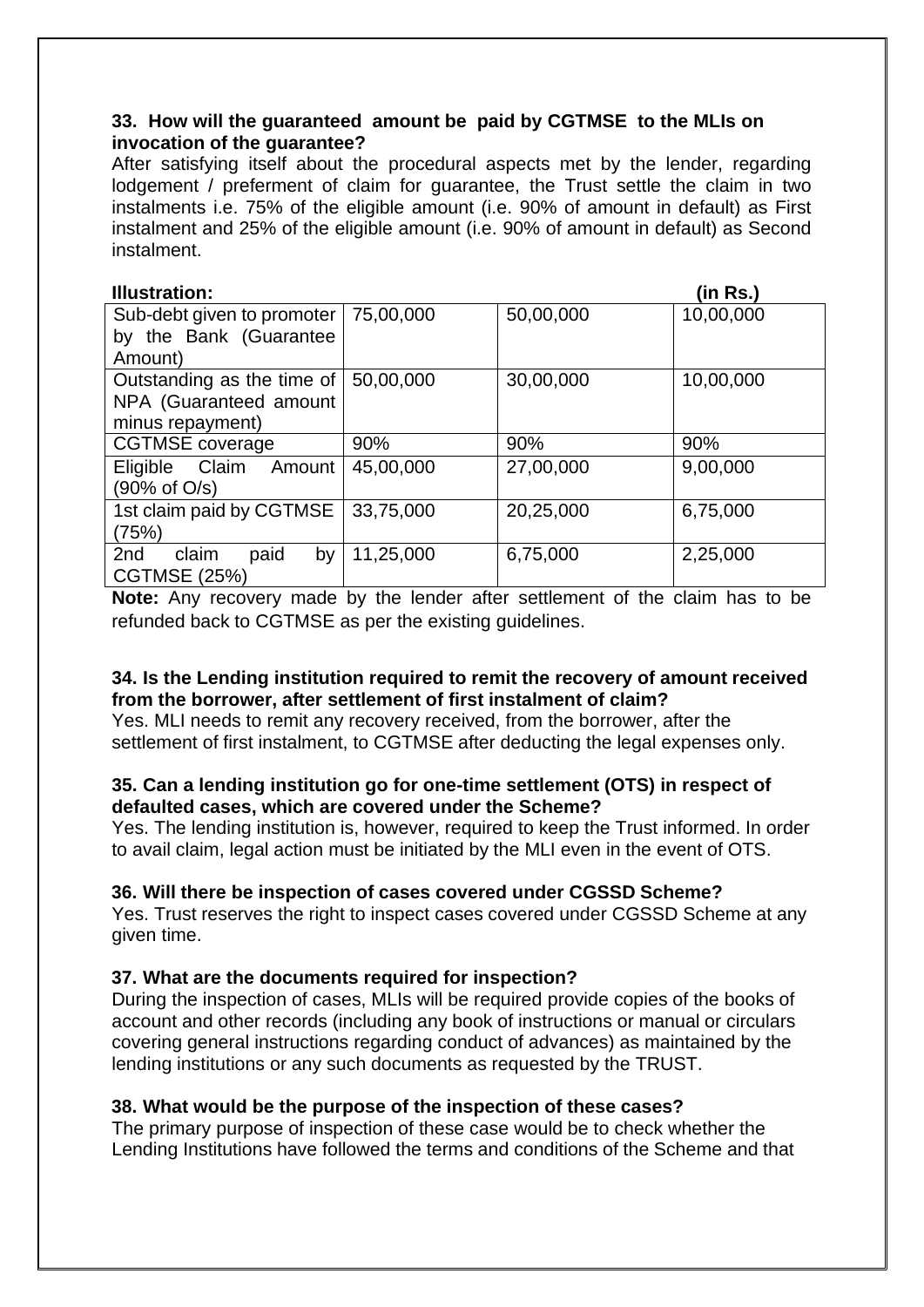**33. How will the guaranteed amount be paid by CGTMSE to the MLIs on invocation of the guarantee?**

After satisfying itself about the procedural aspects met by the lender, regarding lodgement / preferment of claim for guarantee, the Trust settle the claim in two instalments i.e. 75% of the eligible amount (i.e. 90% of amount in default) as First instalment and 25% of the eligible amount (i.e. 90% of amount in default) as Second instalment.

**Illustration:** **(in Rs.)**

| | | | |
|---|---|---|---|
| Sub-debt given to promoter by the Bank (Guarantee Amount) | 75,00,000 | 50,00,000 | 10,00,000 |
| Outstanding as the time of NPA (Guaranteed amount minus repayment) | 50,00,000 | 30,00,000 | 10,00,000 |
| CGTMSE coverage | 90% | 90% | 90% |
| Eligible Claim Amount (90% of O/s) | 45,00,000 | 27,00,000 | 9,00,000 |
| 1st claim paid by CGTMSE (75%) | 33,75,000 | 20,25,000 | 6,75,000 |
| 2nd claim paid by CGTMSE (25%) | 11,25,000 | 6,75,000 | 2,25,000 |

**Note:** Any recovery made by the lender after settlement of the claim has to be refunded back to CGTMSE as per the existing guidelines.

**34. Is the Lending institution required to remit the recovery of amount received from the borrower, after settlement of first instalment of claim?**

Yes. MLI needs to remit any recovery received, from the borrower, after the settlement of first instalment, to CGTMSE after deducting the legal expenses only.

**35. Can a lending institution go for one-time settlement (OTS) in respect of defaulted cases, which are covered under the Scheme?**

Yes. The lending institution is, however, required to keep the Trust informed. In order to avail claim, legal action must be initiated by the MLI even in the event of OTS.

**36. Will there be inspection of cases covered under CGSSD Scheme?**

Yes. Trust reserves the right to inspect cases covered under CGSSD Scheme at any given time.

**37. What are the documents required for inspection?**

During the inspection of cases, MLIs will be required provide copies of the books of account and other records (including any book of instructions or manual or circulars covering general instructions regarding conduct of advances) as maintained by the lending institutions or any such documents as requested by the TRUST.

**38. What would be the purpose of the inspection of these cases?**

The primary purpose of inspection of these case would be to check whether the Lending Institutions have followed the terms and conditions of the Scheme and that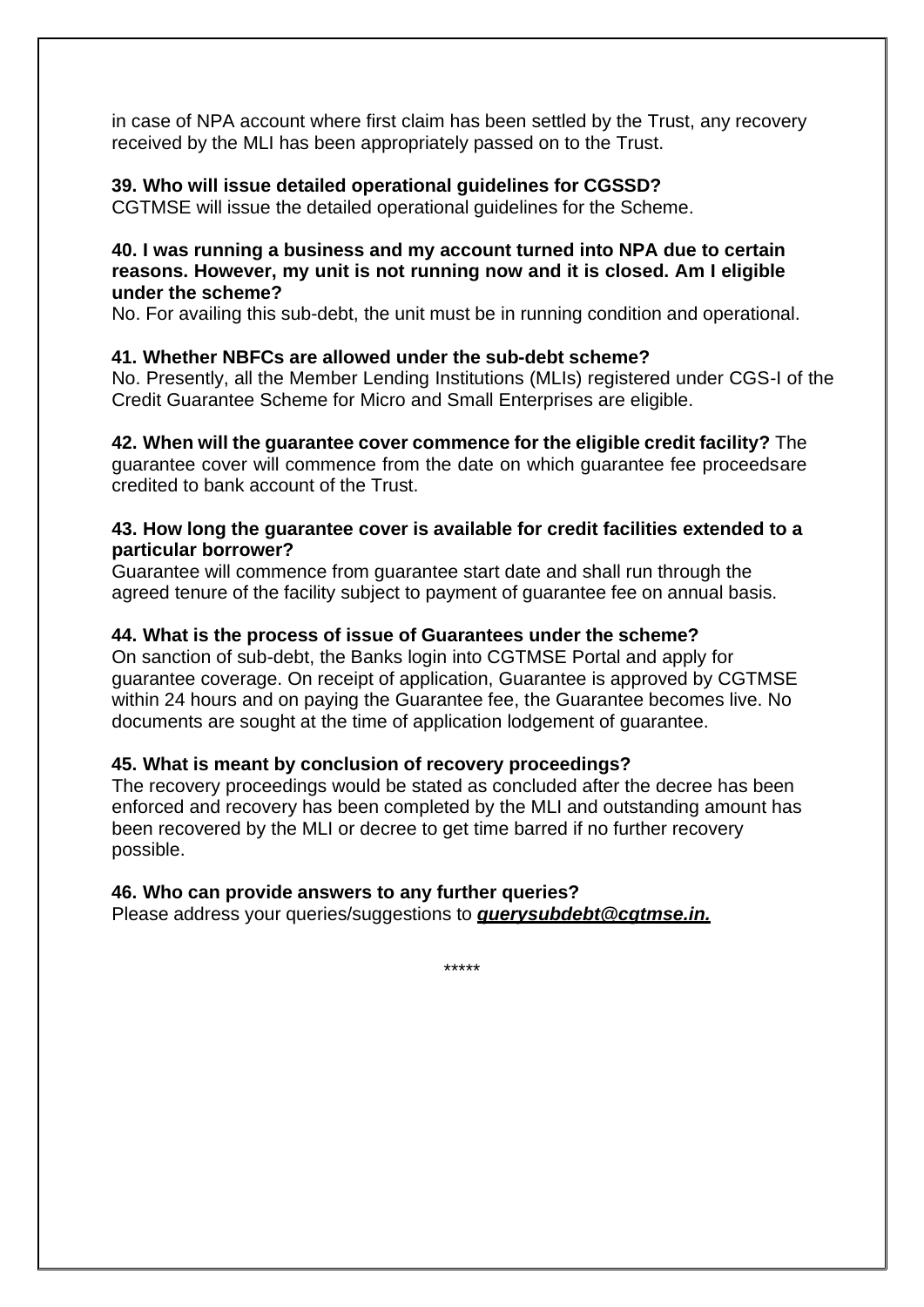in case of NPA account where first claim has been settled by the Trust, any recovery received by the MLI has been appropriately passed on to the Trust.

**39. Who will issue detailed operational guidelines for CGSSD?**
CGTMSE will issue the detailed operational guidelines for the Scheme.

**40. I was running a business and my account turned into NPA due to certain reasons. However, my unit is not running now and it is closed. Am I eligible under the scheme?**
No. For availing this sub-debt, the unit must be in running condition and operational.

**41. Whether NBFCs are allowed under the sub-debt scheme?**
No. Presently, all the Member Lending Institutions (MLIs) registered under CGS-I of the Credit Guarantee Scheme for Micro and Small Enterprises are eligible.

**42. When will the guarantee cover commence for the eligible credit facility?** The guarantee cover will commence from the date on which guarantee fee proceedsare credited to bank account of the Trust.

**43. How long the guarantee cover is available for credit facilities extended to a particular borrower?**
Guarantee will commence from guarantee start date and shall run through the agreed tenure of the facility subject to payment of guarantee fee on annual basis.

**44. What is the process of issue of Guarantees under the scheme?**
On sanction of sub-debt, the Banks login into CGTMSE Portal and apply for guarantee coverage. On receipt of application, Guarantee is approved by CGTMSE within 24 hours and on paying the Guarantee fee, the Guarantee becomes live. No documents are sought at the time of application lodgement of guarantee.

**45. What is meant by conclusion of recovery proceedings?**
The recovery proceedings would be stated as concluded after the decree has been enforced and recovery has been completed by the MLI and outstanding amount has been recovered by the MLI or decree to get time barred if no further recovery possible.

**46. Who can provide answers to any further queries?**
Please address your queries/suggestions to ***querysubdebt@cgtmse.in.***

*****